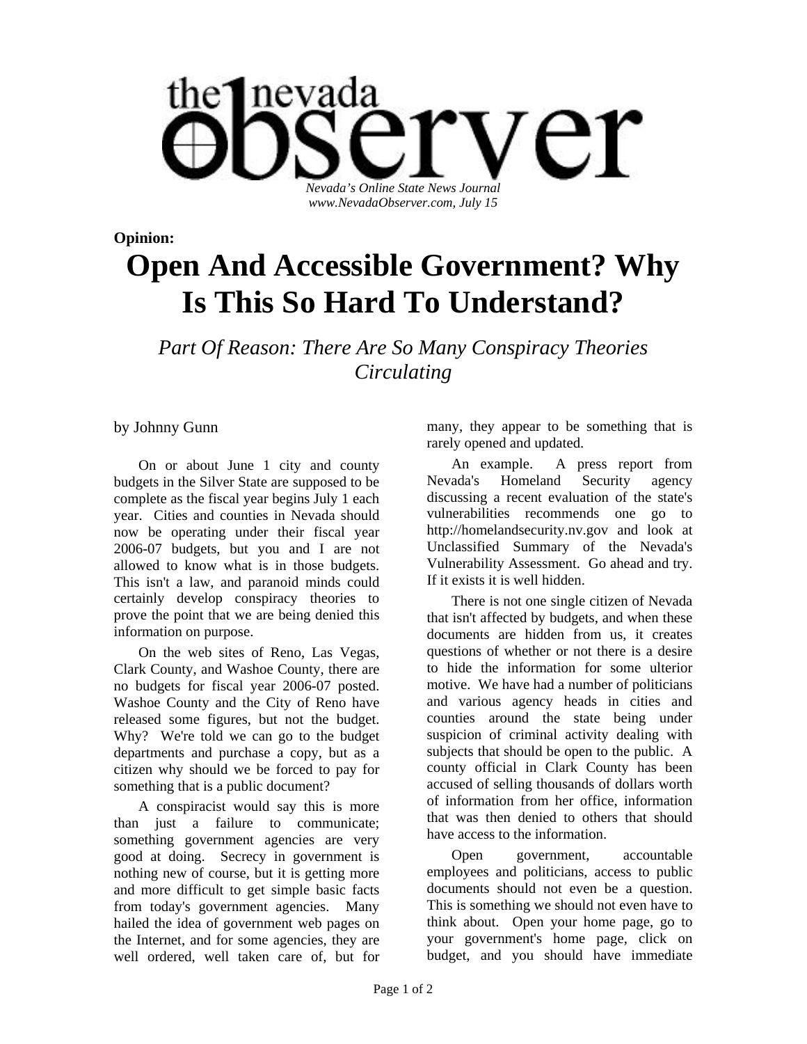# the nevada observer

*Nevada's Online State News Journal*
*www.NevadaObserver.com, July 15*

**Opinion:**

# Open And Accessible Government? Why Is This So Hard To Understand?

## *Part Of Reason: There Are So Many Conspiracy Theories Circulating*

by Johnny Gunn

On or about June 1 city and county budgets in the Silver State are supposed to be complete as the fiscal year begins July 1 each year. Cities and counties in Nevada should now be operating under their fiscal year 2006-07 budgets, but you and I are not allowed to know what is in those budgets. This isn't a law, and paranoid minds could certainly develop conspiracy theories to prove the point that we are being denied this information on purpose.

On the web sites of Reno, Las Vegas, Clark County, and Washoe County, there are no budgets for fiscal year 2006-07 posted. Washoe County and the City of Reno have released some figures, but not the budget. Why? We're told we can go to the budget departments and purchase a copy, but as a citizen why should we be forced to pay for something that is a public document?

A conspiracist would say this is more than just a failure to communicate; something government agencies are very good at doing. Secrecy in government is nothing new of course, but it is getting more and more difficult to get simple basic facts from today's government agencies. Many hailed the idea of government web pages on the Internet, and for some agencies, they are well ordered, well taken care of, but for many, they appear to be something that is rarely opened and updated.

An example. A press report from Nevada's Homeland Security agency discussing a recent evaluation of the state's vulnerabilities recommends one go to http://homelandsecurity.nv.gov and look at Unclassified Summary of the Nevada's Vulnerability Assessment. Go ahead and try. If it exists it is well hidden.

There is not one single citizen of Nevada that isn't affected by budgets, and when these documents are hidden from us, it creates questions of whether or not there is a desire to hide the information for some ulterior motive. We have had a number of politicians and various agency heads in cities and counties around the state being under suspicion of criminal activity dealing with subjects that should be open to the public. A county official in Clark County has been accused of selling thousands of dollars worth of information from her office, information that was then denied to others that should have access to the information.

Open government, accountable employees and politicians, access to public documents should not even be a question. This is something we should not even have to think about. Open your home page, go to your government's home page, click on budget, and you should have immediate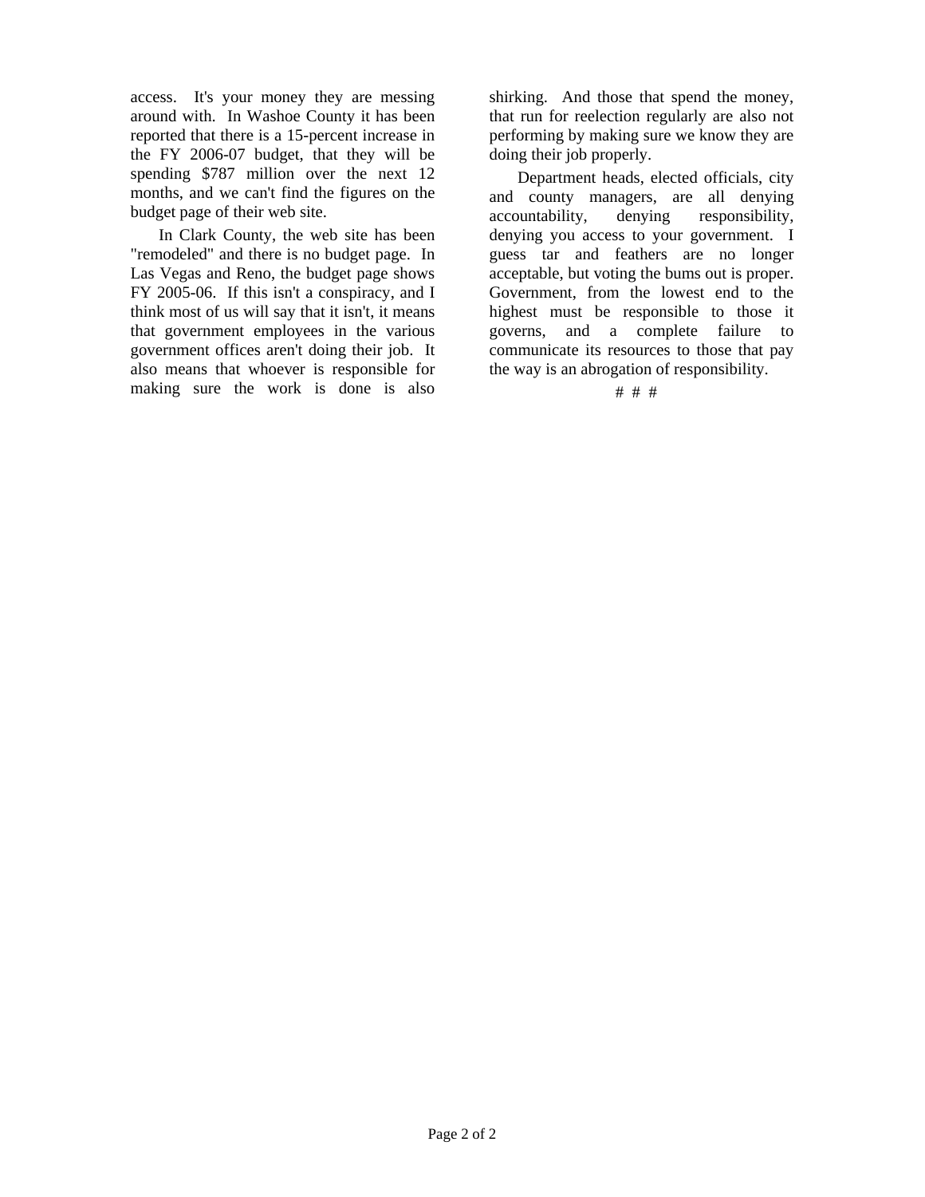access. It's your money they are messing around with. In Washoe County it has been reported that there is a 15-percent increase in the FY 2006-07 budget, that they will be spending $787 million over the next 12 months, and we can't find the figures on the budget page of their web site.

In Clark County, the web site has been "remodeled" and there is no budget page. In Las Vegas and Reno, the budget page shows FY 2005-06. If this isn't a conspiracy, and I think most of us will say that it isn't, it means that government employees in the various government offices aren't doing their job. It also means that whoever is responsible for making sure the work is done is also shirking. And those that spend the money, that run for reelection regularly are also not performing by making sure we know they are doing their job properly.

Department heads, elected officials, city and county managers, are all denying accountability, denying responsibility, denying you access to your government. I guess tar and feathers are no longer acceptable, but voting the bums out is proper. Government, from the lowest end to the highest must be responsible to those it governs, and a complete failure to communicate its resources to those that pay the way is an abrogation of responsibility.

# # #